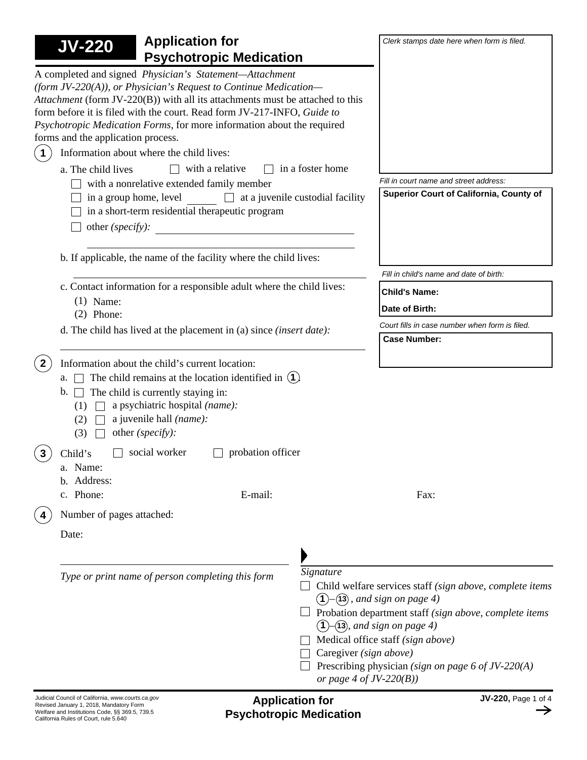# JV-220 Application for Psychotropic Medication

*Clerk stamps date here when form is filed.*

*Fill in court name and street address:*

**Superior Court of California, County of**

*Fill in child's name and date of birth:*

**Child's Name:**

**Date of Birth:**

*Court fills in case number when form is filed.*

**Case Number:**

A completed and signed *Physician's Statement—Attachment (form JV-220(A)), or Physician's Request to Continue Medication—Attachment* (form JV-220(B)) with all its attachments must be attached to this form before it is filed with the court. Read form JV-217-INFO, *Guide to Psychotropic Medication Forms,* for more information about the required forms and the application process.

**1** Information about where the child lives:

a. The child lives ☐ with a relative ☐ in a foster home
☐ with a nonrelative extended family member
☐ in a group home, level ______ ☐ at a juvenile custodial facility
☐ in a short-term residential therapeutic program
☐ other *(specify):* ______________________

b. If applicable, the name of the facility where the child lives: ______________________

c. Contact information for a responsible adult where the child lives:
(1) Name:
(2) Phone:

d. The child has lived at the placement in (a) since *(insert date):* ______________________

**2** Information about the child's current location:

a. ☐ The child remains at the location identified in **1**.

b. ☐ The child is currently staying in:
(1) ☐ a psychiatric hospital *(name):*
(2) ☐ a juvenile hall *(name):*
(3) ☐ other *(specify):*

**3** Child's ☐ social worker ☐ probation officer

a. Name:
b. Address:
c. Phone: E-mail: Fax:

**4** Number of pages attached:

Date:

______________________
*Type or print name of person completing this form*

______________________
*Signature*

☐ Child welfare services staff *(sign above, complete items* **1**–**13** *, and sign on page 4)*
☐ Probation department staff *(sign above, complete items* **1**–**13**, *and sign on page 4)*
☐ Medical office staff *(sign above)*
☐ Caregiver *(sign above)*
☐ Prescribing physician *(sign on page 6 of JV-220(A) or page 4 of JV-220(B))*

Judicial Council of California, *www.courts.ca.gov*
Revised January 1, 2018, Mandatory Form
Welfare and Institutions Code, §§ 369.5, 739.5
California Rules of Court, rule 5.640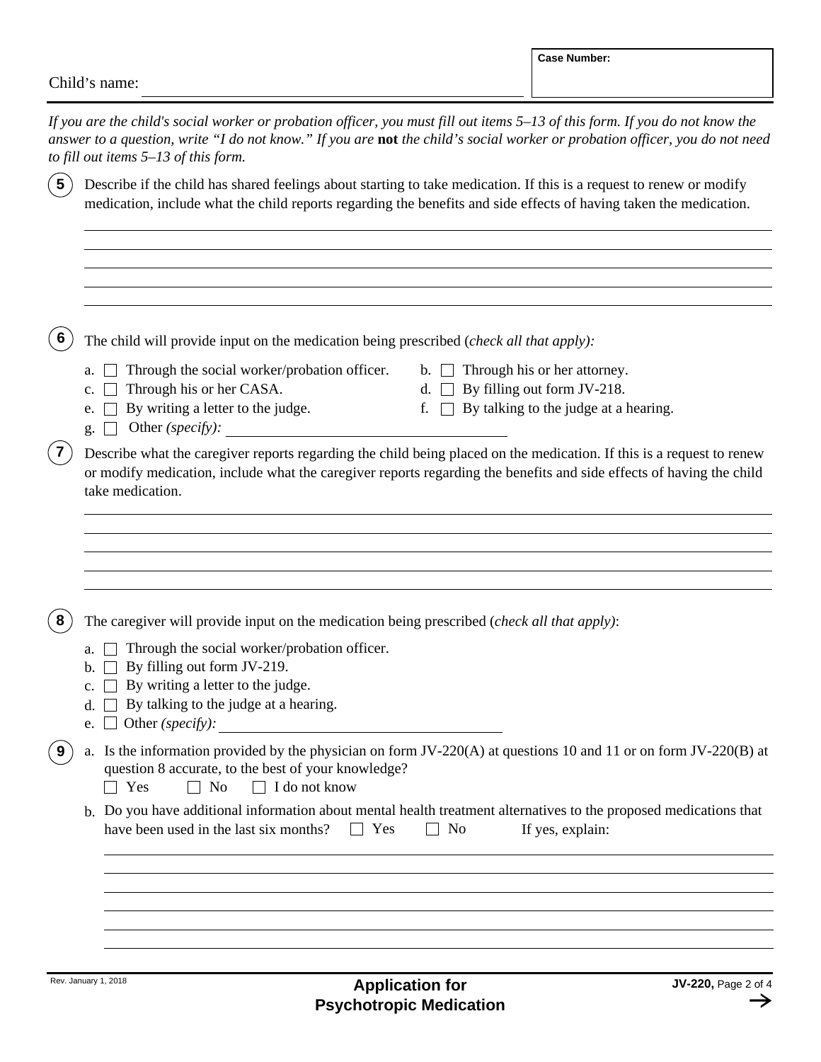Child's name: ______________________________ Case Number: __________

*If you are the child's social worker or probation officer, you must fill out items 5–13 of this form. If you do not know the answer to a question, write "I do not know." If you are* **not** *the child's social worker or probation officer, you do not need to fill out items 5–13 of this form.*

**5** Describe if the child has shared feelings about starting to take medication. If this is a request to renew or modify medication, include what the child reports regarding the benefits and side effects of having taken the medication.

______________________________________________________________________

______________________________________________________________________

______________________________________________________________________

______________________________________________________________________

______________________________________________________________________

**6** The child will provide input on the medication being prescribed (*check all that apply):*

a. ☐ Through the social worker/probation officer.
b. ☐ Through his or her attorney.
c. ☐ Through his or her CASA.
d. ☐ By filling out form JV-218.
e. ☐ By writing a letter to the judge.
f. ☐ By talking to the judge at a hearing.
g. ☐ Other *(specify):* ______________________

**7** Describe what the caregiver reports regarding the child being placed on the medication. If this is a request to renew or modify medication, include what the caregiver reports regarding the benefits and side effects of having the child take medication.

______________________________________________________________________

______________________________________________________________________

______________________________________________________________________

______________________________________________________________________

______________________________________________________________________

**8** The caregiver will provide input on the medication being prescribed (*check all that apply*):

a. ☐ Through the social worker/probation officer.
b. ☐ By filling out form JV-219.
c. ☐ By writing a letter to the judge.
d. ☐ By talking to the judge at a hearing.
e. ☐ Other *(specify):* ______________________

**9** a. Is the information provided by the physician on form JV-220(A) at questions 10 and 11 or on form JV-220(B) at question 8 accurate, to the best of your knowledge?
☐ Yes ☐ No ☐ I do not know

b. Do you have additional information about mental health treatment alternatives to the proposed medications that have been used in the last six months? ☐ Yes ☐ No If yes, explain:

______________________________________________________________________

______________________________________________________________________

______________________________________________________________________

______________________________________________________________________

______________________________________________________________________

______________________________________________________________________

Rev. January 1, 2018

**Application for Psychotropic Medication**

**JV-220,** Page 2 of 4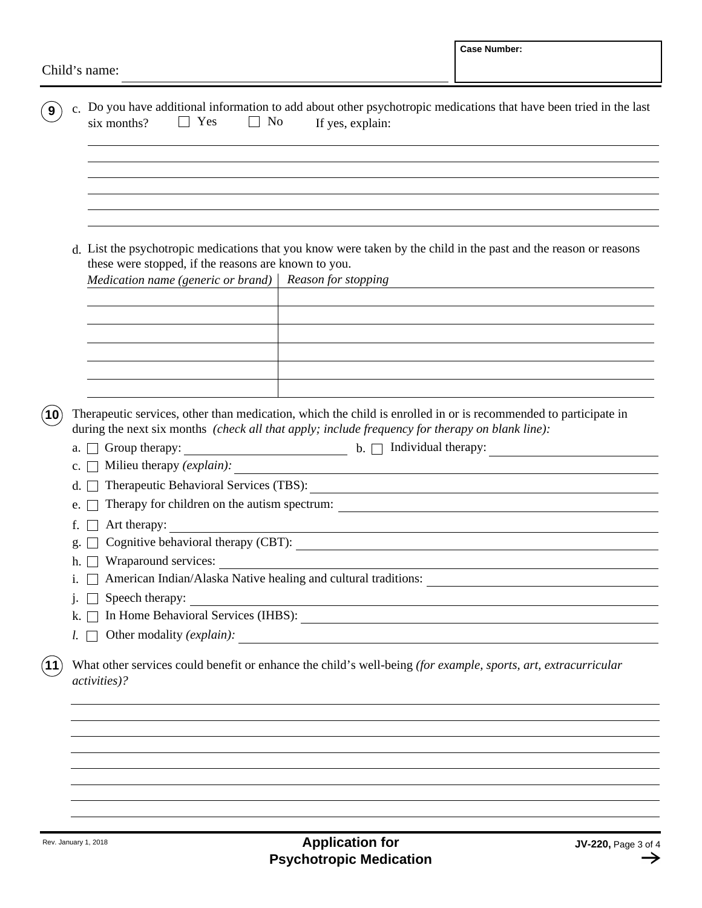Child's name: ______________________________

**Case Number:**

**9** c. Do you have additional information to add about other psychotropic medications that have been tried in the last six months? ☐ Yes ☐ No If yes, explain:

______________________________________________

______________________________________________

______________________________________________

______________________________________________

______________________________________________

______________________________________________

d. List the psychotropic medications that you know were taken by the child in the past and the reason or reasons these were stopped, if the reasons are known to you.

| *Medication name (generic or brand)* | *Reason for stopping* |
|---|---|
| | |
| | |
| | |
| | |
| | |
| | |

**10** Therapeutic services, other than medication, which the child is enrolled in or is recommended to participate in during the next six months *(check all that apply; include frequency for therapy on blank line):*

a. ☐ Group therapy: ______________ b. ☐ Individual therapy: ______________

c. ☐ Milieu therapy *(explain):* ______________

d. ☐ Therapeutic Behavioral Services (TBS): ______________

e. ☐ Therapy for children on the autism spectrum: ______________

f. ☐ Art therapy: ______________

g. ☐ Cognitive behavioral therapy (CBT): ______________

h. ☐ Wraparound services: ______________

i. ☐ American Indian/Alaska Native healing and cultural traditions: ______________

j. ☐ Speech therapy: ______________

k. ☐ In Home Behavioral Services (IHBS): ______________

*l.* ☐ Other modality *(explain):* ______________

**11** What other services could benefit or enhance the child's well-being *(for example, sports, art, extracurricular activities)?*

______________________________________________

______________________________________________

______________________________________________

______________________________________________

______________________________________________

______________________________________________

______________________________________________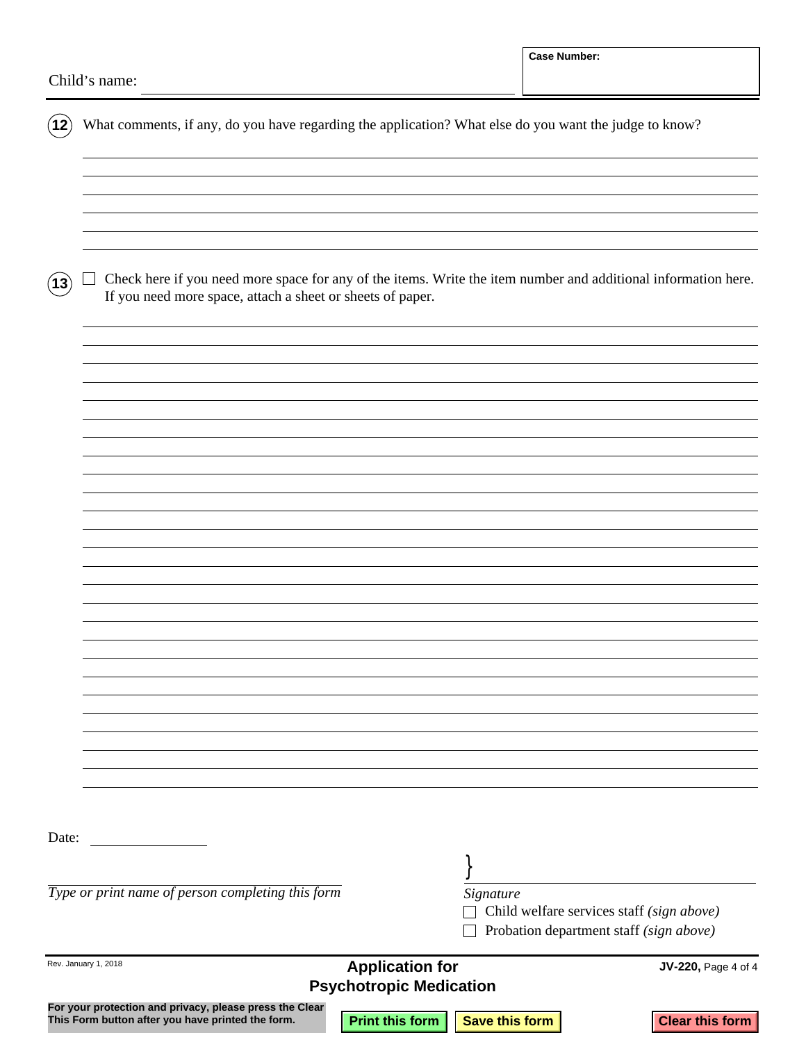Child's name: \_\_\_\_\_\_\_\_\_\_\_\_\_\_\_\_\_\_\_\_\_\_\_\_\_\_\_\_\_\_\_\_\_\_\_\_\_\_\_\_ 

**Case Number:**

---

**12** What comments, if any, do you have regarding the application? What else do you want the judge to know?

---

---

---

---

---

---

**13** ☐ Check here if you need more space for any of the items. Write the item number and additional information here. If you need more space, attach a sheet or sheets of paper.

---

---

---

---

---

---

---

---

---

---

---

---

---

---

---

---

---

---

---

---

---

---

---

---

---

---

Date: \_\_\_\_\_\_\_\_\_\_\_\_\_\_\_\_

\_\_\_\_\_\_\_\_\_\_\_\_\_\_\_\_\_\_\_\_\_\_\_\_\_\_\_\_\_\_\_\_\_\_\_\_\_\_\_\_
*Type or print name of person completing this form*

} \_\_\_\_\_\_\_\_\_\_\_\_\_\_\_\_\_\_\_\_\_\_\_\_\_\_\_\_\_\_\_\_\_\_\_\_\_\_\_\_
*Signature*

☐ Child welfare services staff *(sign above)*
☐ Probation department staff *(sign above)*

Rev. January 1, 2018

**Application for Psychotropic Medication**

**JV-220,** Page 4 of 4

**For your protection and privacy, please press the Clear This Form button after you have printed the form.**

Print this form | Save this form | Clear this form